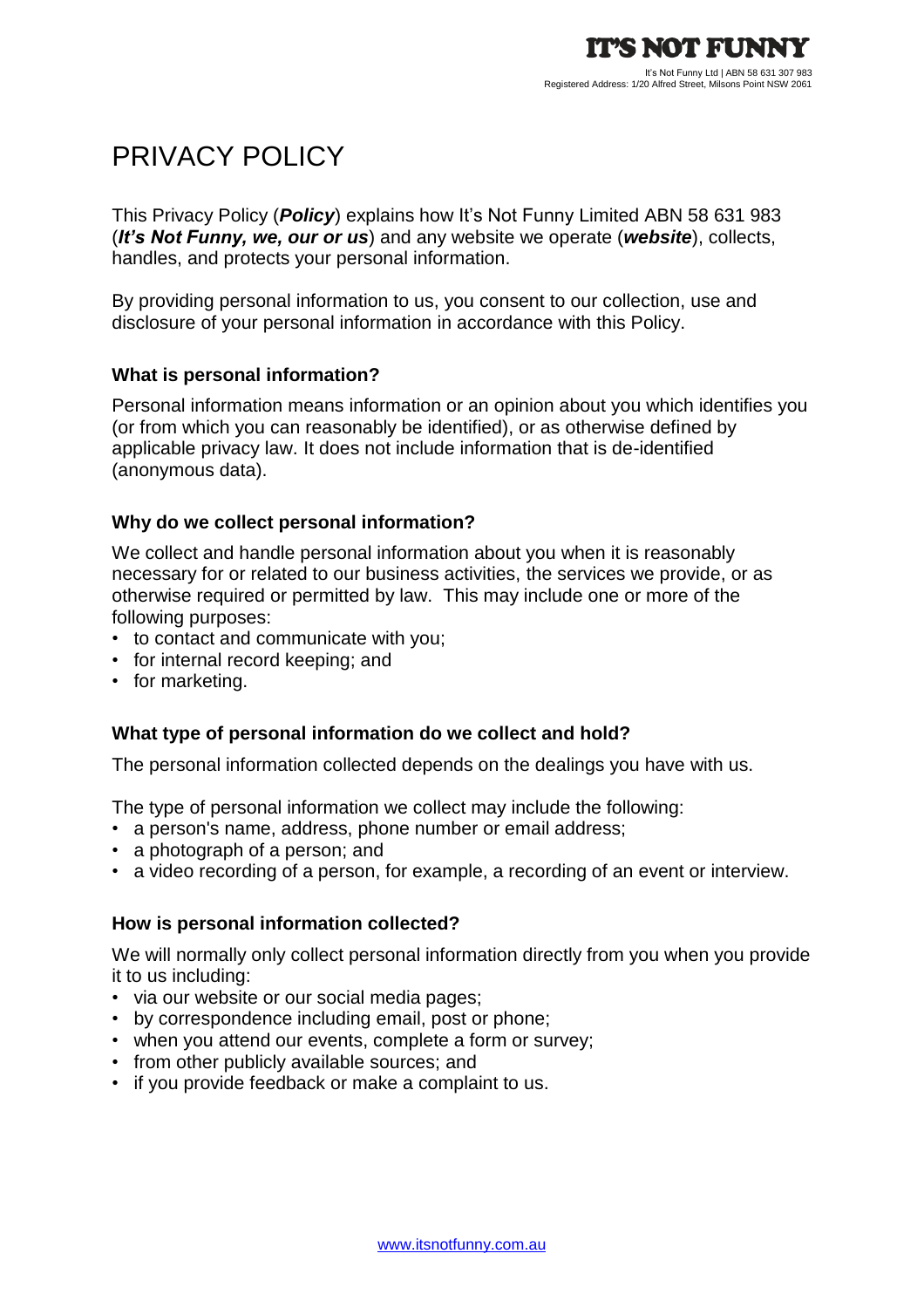# PRIVACY POLICY

This Privacy Policy (***Policy***) explains how It's Not Funny Limited ABN 58 631 983 (***It's Not Funny, we, our or us***) and any website we operate (***website***), collects, handles, and protects your personal information.

By providing personal information to us, you consent to our collection, use and disclosure of your personal information in accordance with this Policy.

### What is personal information?

Personal information means information or an opinion about you which identifies you (or from which you can reasonably be identified), or as otherwise defined by applicable privacy law. It does not include information that is de-identified (anonymous data).

### Why do we collect personal information?

We collect and handle personal information about you when it is reasonably necessary for or related to our business activities, the services we provide, or as otherwise required or permitted by law. This may include one or more of the following purposes:

- to contact and communicate with you;
- for internal record keeping; and
- for marketing.

### What type of personal information do we collect and hold?

The personal information collected depends on the dealings you have with us.

The type of personal information we collect may include the following:

- a person's name, address, phone number or email address;
- a photograph of a person; and
- a video recording of a person, for example, a recording of an event or interview.

### How is personal information collected?

We will normally only collect personal information directly from you when you provide it to us including:

- via our website or our social media pages;
- by correspondence including email, post or phone;
- when you attend our events, complete a form or survey;
- from other publicly available sources; and
- if you provide feedback or make a complaint to us.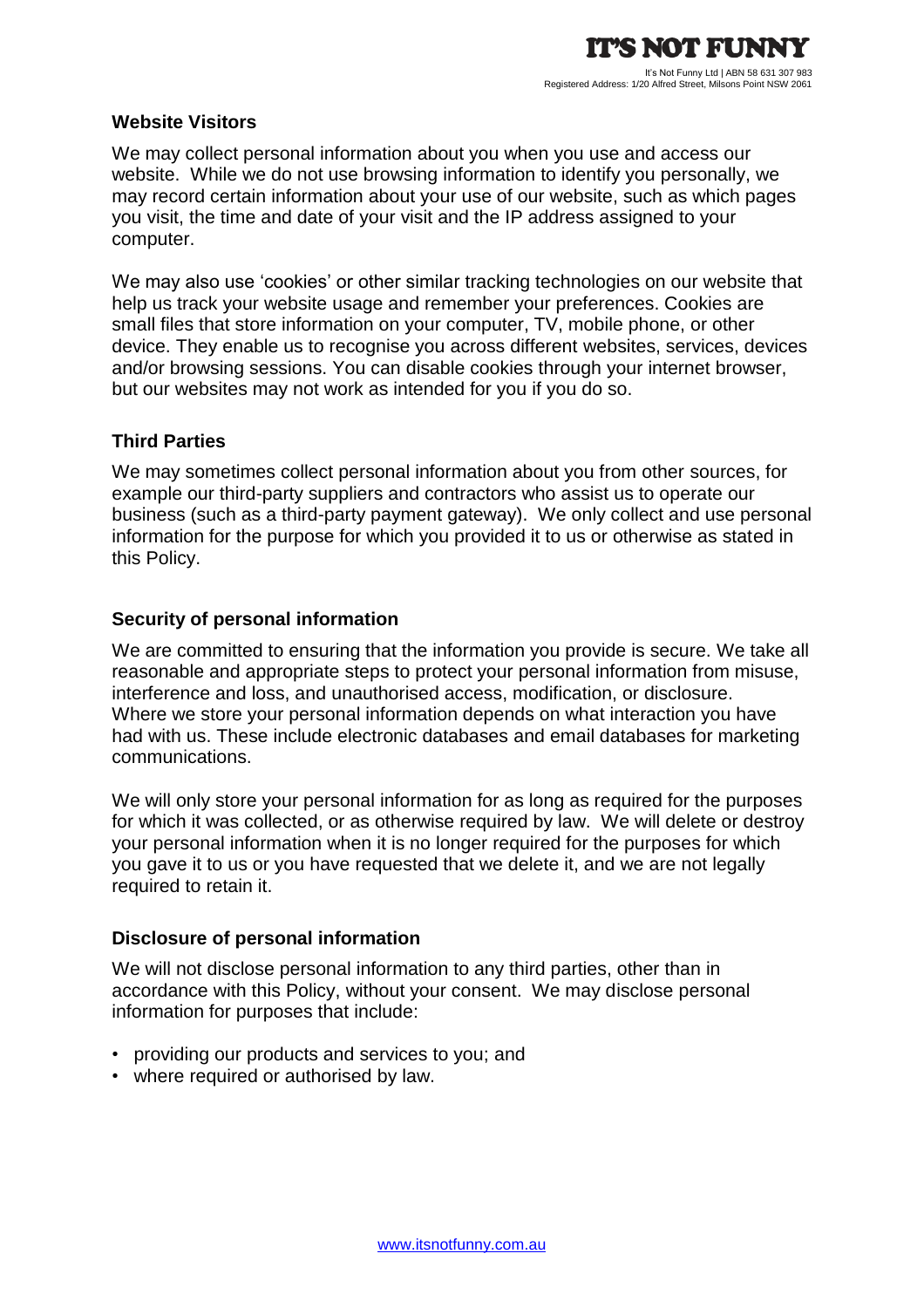## Website Visitors

We may collect personal information about you when you use and access our website. While we do not use browsing information to identify you personally, we may record certain information about your use of our website, such as which pages you visit, the time and date of your visit and the IP address assigned to your computer.

We may also use 'cookies' or other similar tracking technologies on our website that help us track your website usage and remember your preferences. Cookies are small files that store information on your computer, TV, mobile phone, or other device. They enable us to recognise you across different websites, services, devices and/or browsing sessions. You can disable cookies through your internet browser, but our websites may not work as intended for you if you do so.

## Third Parties

We may sometimes collect personal information about you from other sources, for example our third-party suppliers and contractors who assist us to operate our business (such as a third-party payment gateway). We only collect and use personal information for the purpose for which you provided it to us or otherwise as stated in this Policy.

## Security of personal information

We are committed to ensuring that the information you provide is secure. We take all reasonable and appropriate steps to protect your personal information from misuse, interference and loss, and unauthorised access, modification, or disclosure. Where we store your personal information depends on what interaction you have had with us. These include electronic databases and email databases for marketing communications.

We will only store your personal information for as long as required for the purposes for which it was collected, or as otherwise required by law. We will delete or destroy your personal information when it is no longer required for the purposes for which you gave it to us or you have requested that we delete it, and we are not legally required to retain it.

## Disclosure of personal information

We will not disclose personal information to any third parties, other than in accordance with this Policy, without your consent. We may disclose personal information for purposes that include:

- providing our products and services to you; and
- where required or authorised by law.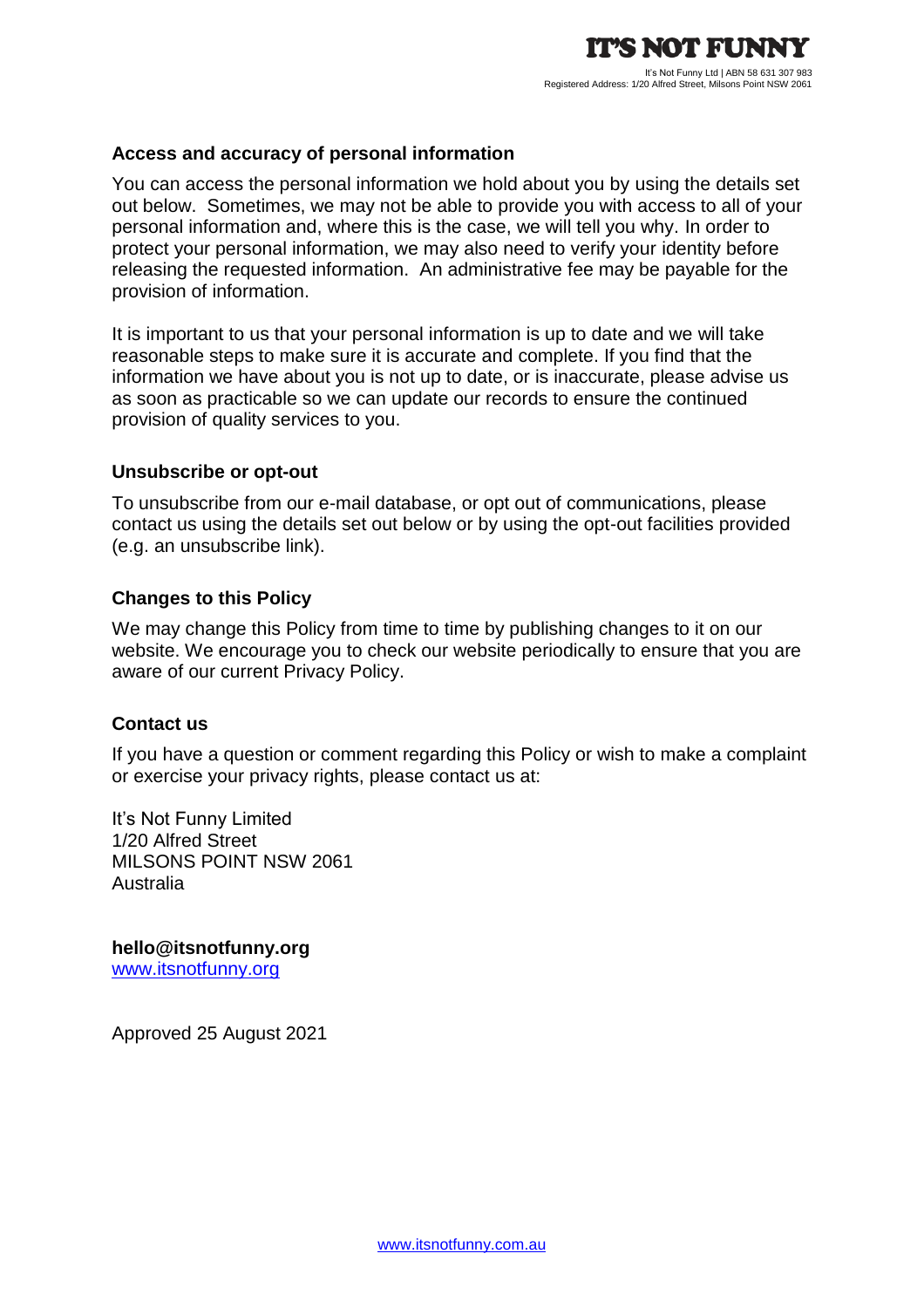## Access and accuracy of personal information

You can access the personal information we hold about you by using the details set out below. Sometimes, we may not be able to provide you with access to all of your personal information and, where this is the case, we will tell you why. In order to protect your personal information, we may also need to verify your identity before releasing the requested information. An administrative fee may be payable for the provision of information.

It is important to us that your personal information is up to date and we will take reasonable steps to make sure it is accurate and complete. If you find that the information we have about you is not up to date, or is inaccurate, please advise us as soon as practicable so we can update our records to ensure the continued provision of quality services to you.

## Unsubscribe or opt-out

To unsubscribe from our e-mail database, or opt out of communications, please contact us using the details set out below or by using the opt-out facilities provided (e.g. an unsubscribe link).

## Changes to this Policy

We may change this Policy from time to time by publishing changes to it on our website. We encourage you to check our website periodically to ensure that you are aware of our current Privacy Policy.

## Contact us

If you have a question or comment regarding this Policy or wish to make a complaint or exercise your privacy rights, please contact us at:

It's Not Funny Limited
1/20 Alfred Street
MILSONS POINT NSW 2061
Australia

**hello@itsnotfunny.org**
[www.itsnotfunny.org](http://www.itsnotfunny.org)

Approved 25 August 2021